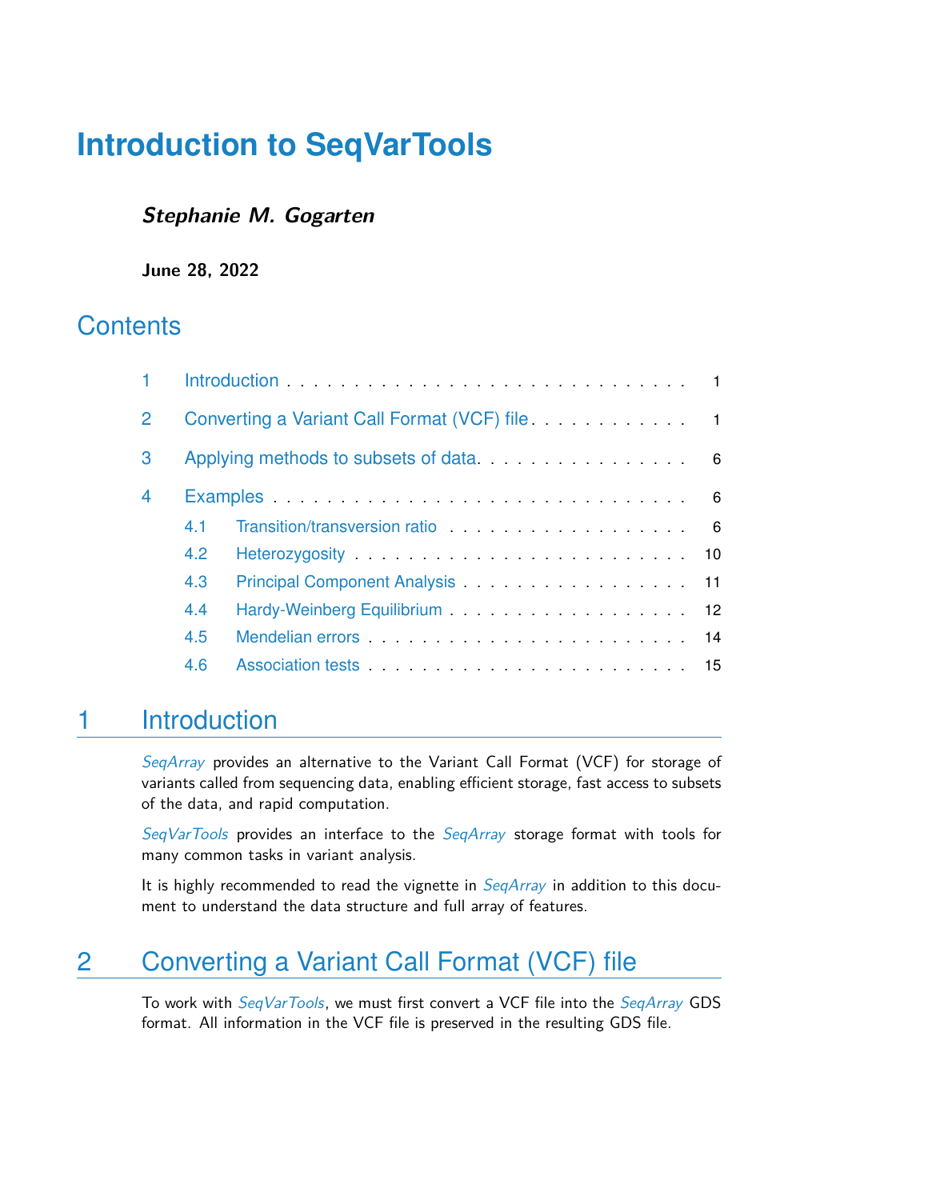# Introduction to SeqVarTools

***Stephanie M. Gogarten***

**June 28, 2022**

## Contents

1 Introduction . . . . . . . . . . . . . . . . . . . . . . . . . . . . . . 1

2 Converting a Variant Call Format (VCF) file . . . . . . . . . . . . . 1

3 Applying methods to subsets of data . . . . . . . . . . . . . . . . . 6

4 Examples . . . . . . . . . . . . . . . . . . . . . . . . . . . . . . . . 6

- 4.1 Transition/transversion ratio . . . . . . . . . . . . . . . . . . . 6
- 4.2 Heterozygosity . . . . . . . . . . . . . . . . . . . . . . . . . . . 10
- 4.3 Principal Component Analysis . . . . . . . . . . . . . . . . . . . 11
- 4.4 Hardy-Weinberg Equilibrium . . . . . . . . . . . . . . . . . . . . 12
- 4.5 Mendelian errors . . . . . . . . . . . . . . . . . . . . . . . . . . 14
- 4.6 Association tests . . . . . . . . . . . . . . . . . . . . . . . . . . 15

## 1 Introduction

*SeqArray* provides an alternative to the Variant Call Format (VCF) for storage of variants called from sequencing data, enabling efficient storage, fast access to subsets of the data, and rapid computation.

*SeqVarTools* provides an interface to the *SeqArray* storage format with tools for many common tasks in variant analysis.

It is highly recommended to read the vignette in *SeqArray* in addition to this document to understand the data structure and full array of features.

## 2 Converting a Variant Call Format (VCF) file

To work with *SeqVarTools*, we must first convert a VCF file into the *SeqArray* GDS format. All information in the VCF file is preserved in the resulting GDS file.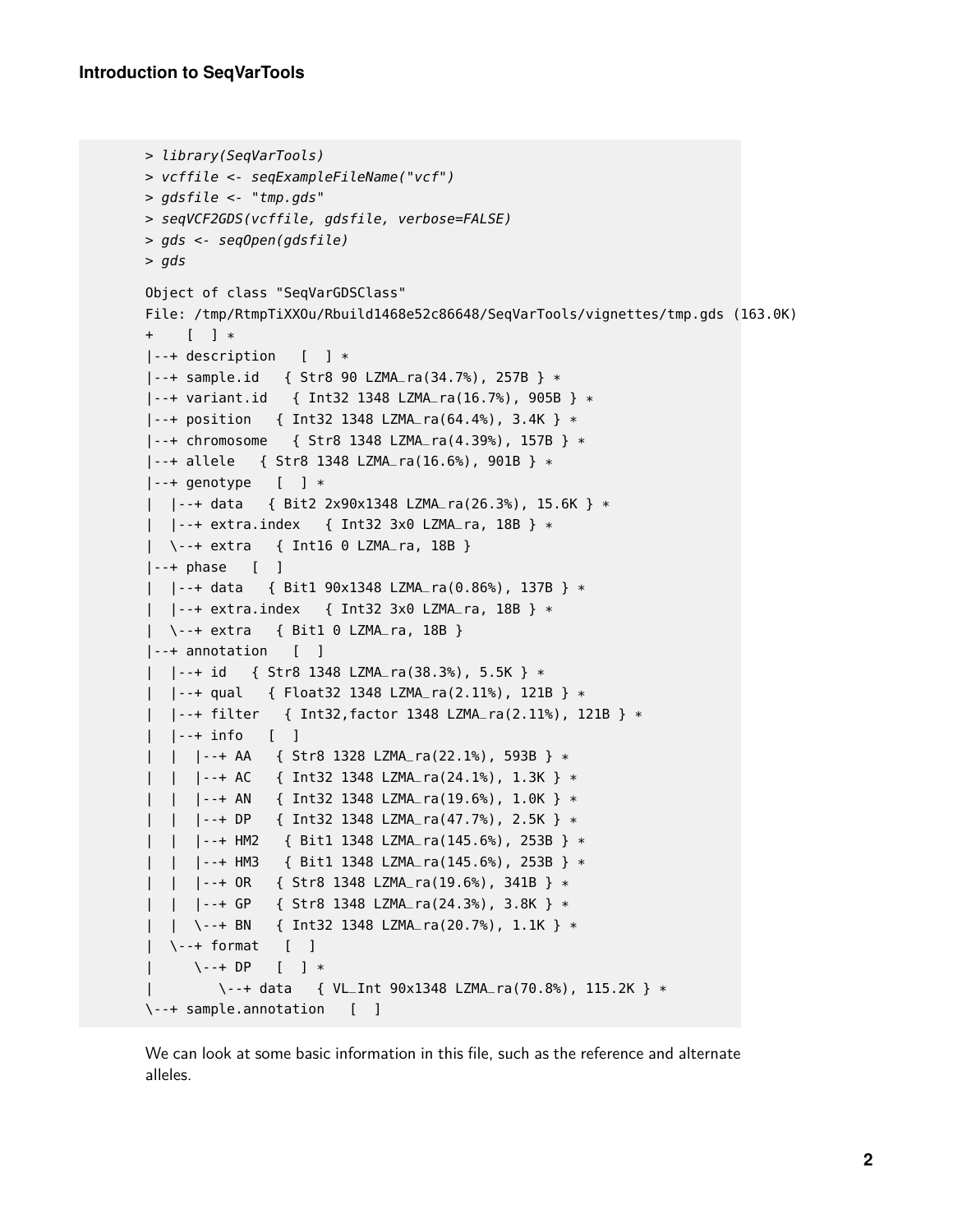```
> library(SeqVarTools)
> vcffile <- seqExampleFileName("vcf")
> gdsfile <- "tmp.gds"
> seqVCF2GDS(vcffile, gdsfile, verbose=FALSE)
> gds <- seqOpen(gdsfile)
> gds

Object of class "SeqVarGDSClass"
File: /tmp/RtmpTiXXOu/Rbuild1468e52c86648/SeqVarTools/vignettes/tmp.gds (163.0K)
+    [  ] *
|--+ description   [  ] *
|--+ sample.id   { Str8 90 LZMA_ra(34.7%), 257B } *
|--+ variant.id   { Int32 1348 LZMA_ra(16.7%), 905B } *
|--+ position   { Int32 1348 LZMA_ra(64.4%), 3.4K } *
|--+ chromosome   { Str8 1348 LZMA_ra(4.39%), 157B } *
|--+ allele   { Str8 1348 LZMA_ra(16.6%), 901B } *
|--+ genotype   [  ] *
|  |--+ data   { Bit2 2x90x1348 LZMA_ra(26.3%), 15.6K } *
|  |--+ extra.index   { Int32 3x0 LZMA_ra, 18B } *
|  \--+ extra   { Int16 0 LZMA_ra, 18B }
|--+ phase   [  ]
|  |--+ data   { Bit1 90x1348 LZMA_ra(0.86%), 137B } *
|  |--+ extra.index   { Int32 3x0 LZMA_ra, 18B } *
|  \--+ extra   { Bit1 0 LZMA_ra, 18B }
|--+ annotation   [  ]
|  |--+ id   { Str8 1348 LZMA_ra(38.3%), 5.5K } *
|  |--+ qual   { Float32 1348 LZMA_ra(2.11%), 121B } *
|  |--+ filter   { Int32,factor 1348 LZMA_ra(2.11%), 121B } *
|  |--+ info   [  ]
|  |  |--+ AA   { Str8 1328 LZMA_ra(22.1%), 593B } *
|  |  |--+ AC   { Int32 1348 LZMA_ra(24.1%), 1.3K } *
|  |  |--+ AN   { Int32 1348 LZMA_ra(19.6%), 1.0K } *
|  |  |--+ DP   { Int32 1348 LZMA_ra(47.7%), 2.5K } *
|  |  |--+ HM2   { Bit1 1348 LZMA_ra(145.6%), 253B } *
|  |  |--+ HM3   { Bit1 1348 LZMA_ra(145.6%), 253B } *
|  |  |--+ OR   { Str8 1348 LZMA_ra(19.6%), 341B } *
|  |  |--+ GP   { Str8 1348 LZMA_ra(24.3%), 3.8K } *
|  |  \--+ BN   { Int32 1348 LZMA_ra(20.7%), 1.1K } *
|  \--+ format   [  ]
|     \--+ DP   [  ] *
|        \--+ data   { VL_Int 90x1348 LZMA_ra(70.8%), 115.2K } *
\--+ sample.annotation   [  ]
```

We can look at some basic information in this file, such as the reference and alternate alleles.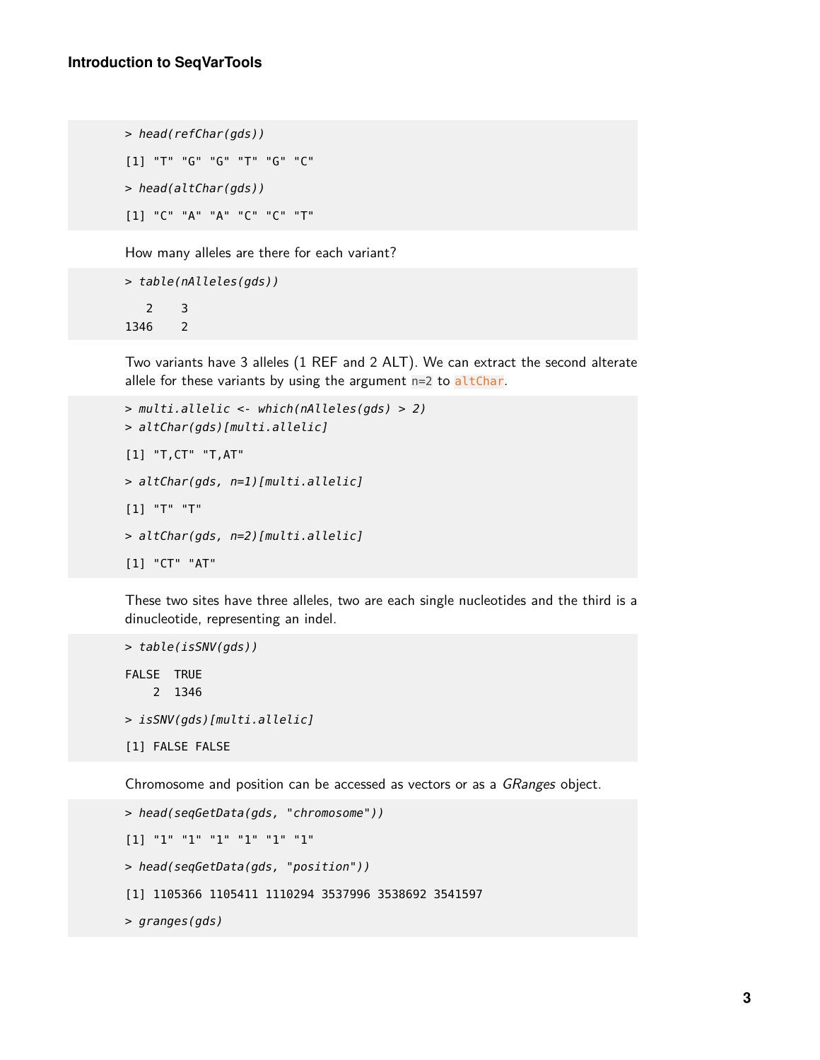```
> head(refChar(gds))
[1] "T" "G" "G" "T" "G" "C"
> head(altChar(gds))
[1] "C" "A" "A" "C" "C" "T"
```

How many alleles are there for each variant?

```
> table(nAlleles(gds))

   2    3
1346    2
```

Two variants have 3 alleles (1 REF and 2 ALT). We can extract the second alterate allele for these variants by using the argument `n=2` to `altChar`.

```
> multi.allelic <- which(nAlleles(gds) > 2)
> altChar(gds)[multi.allelic]
[1] "T,CT" "T,AT"
> altChar(gds, n=1)[multi.allelic]
[1] "T" "T"
> altChar(gds, n=2)[multi.allelic]
[1] "CT" "AT"
```

These two sites have three alleles, two are each single nucleotides and the third is a dinucleotide, representing an indel.

```
> table(isSNV(gds))

FALSE  TRUE
    2  1346
> isSNV(gds)[multi.allelic]
[1] FALSE FALSE
```

Chromosome and position can be accessed as vectors or as a *GRanges* object.

```
> head(seqGetData(gds, "chromosome"))
[1] "1" "1" "1" "1" "1" "1"
> head(seqGetData(gds, "position"))
[1] 1105366 1105411 1110294 3537996 3538692 3541597
> granges(gds)
```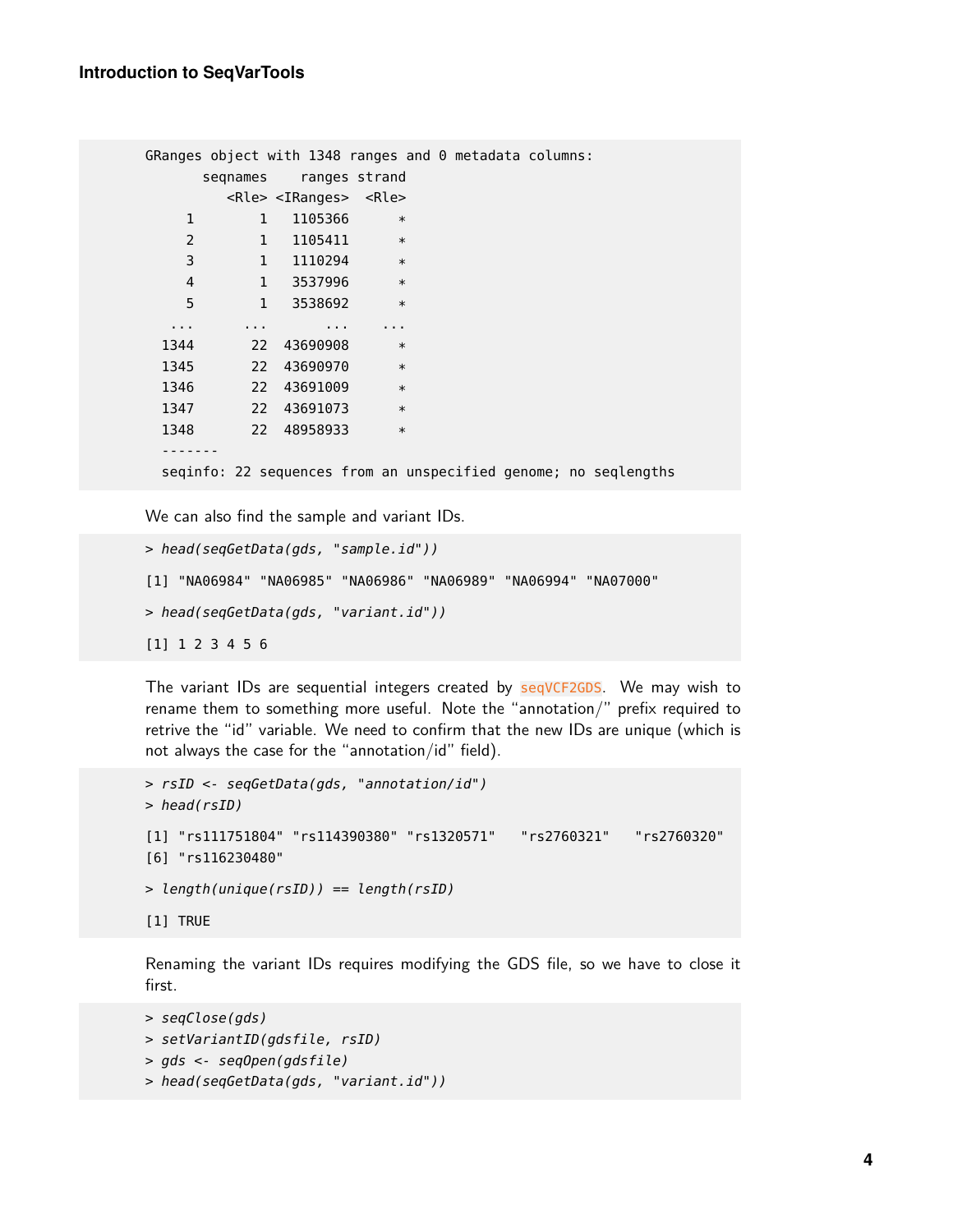```
GRanges object with 1348 ranges and 0 metadata columns:
       seqnames    ranges strand
          <Rle> <IRanges>  <Rle>
     1        1   1105366      *
     2        1   1105411      *
     3        1   1110294      *
     4        1   3537996      *
     5        1   3538692      *
   ...      ...       ...    ...
  1344       22  43690908      *
  1345       22  43690970      *
  1346       22  43691009      *
  1347       22  43691073      *
  1348       22  48958933      *
  -------
  seqinfo: 22 sequences from an unspecified genome; no seqlengths
```

We can also find the sample and variant IDs.

```
> head(seqGetData(gds, "sample.id"))

[1] "NA06984" "NA06985" "NA06986" "NA06989" "NA06994" "NA07000"

> head(seqGetData(gds, "variant.id"))

[1] 1 2 3 4 5 6
```

The variant IDs are sequential integers created by seqVCF2GDS. We may wish to rename them to something more useful. Note the "annotation/" prefix required to retrive the "id" variable. We need to confirm that the new IDs are unique (which is not always the case for the "annotation/id" field).

```
> rsID <- seqGetData(gds, "annotation/id")
> head(rsID)

[1] "rs111751804" "rs114390380" "rs1320571"   "rs2760321"   "rs2760320"
[6] "rs116230480"

> length(unique(rsID)) == length(rsID)

[1] TRUE
```

Renaming the variant IDs requires modifying the GDS file, so we have to close it first.

```
> seqClose(gds)
> setVariantID(gdsfile, rsID)
> gds <- seqOpen(gdsfile)
> head(seqGetData(gds, "variant.id"))
```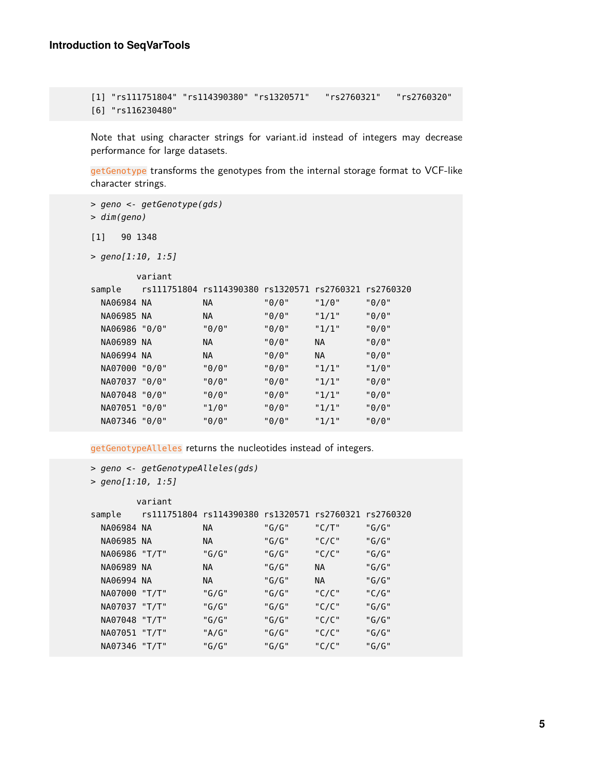```
[1] "rs111751804" "rs114390380" "rs1320571"   "rs2760321"   "rs2760320"
[6] "rs116230480"
```

Note that using character strings for variant.id instead of integers may decrease performance for large datasets.

getGenotype transforms the genotypes from the internal storage format to VCF-like character strings.

```
> geno <- getGenotype(gds)
> dim(geno)

[1]   90 1348

> geno[1:10, 1:5]

         variant
sample    rs111751804 rs114390380 rs1320571 rs2760321 rs2760320
  NA06984 NA          NA          "0/0"     "1/0"     "0/0"
  NA06985 NA          NA          "0/0"     "1/1"     "0/0"
  NA06986 "0/0"       "0/0"       "0/0"     "1/1"     "0/0"
  NA06989 NA          NA          "0/0"     NA        "0/0"
  NA06994 NA          NA          "0/0"     NA        "0/0"
  NA07000 "0/0"       "0/0"       "0/0"     "1/1"     "1/0"
  NA07037 "0/0"       "0/0"       "0/0"     "1/1"     "0/0"
  NA07048 "0/0"       "0/0"       "0/0"     "1/1"     "0/0"
  NA07051 "0/0"       "1/0"       "0/0"     "1/1"     "0/0"
  NA07346 "0/0"       "0/0"       "0/0"     "1/1"     "0/0"
```

getGenotypeAlleles returns the nucleotides instead of integers.

```
> geno <- getGenotypeAlleles(gds)
> geno[1:10, 1:5]

         variant
sample    rs111751804 rs114390380 rs1320571 rs2760321 rs2760320
  NA06984 NA          NA          "G/G"     "C/T"     "G/G"
  NA06985 NA          NA          "G/G"     "C/C"     "G/G"
  NA06986 "T/T"       "G/G"       "G/G"     "C/C"     "G/G"
  NA06989 NA          NA          "G/G"     NA        "G/G"
  NA06994 NA          NA          "G/G"     NA        "G/G"
  NA07000 "T/T"       "G/G"       "G/G"     "C/C"     "C/G"
  NA07037 "T/T"       "G/G"       "G/G"     "C/C"     "G/G"
  NA07048 "T/T"       "G/G"       "G/G"     "C/C"     "G/G"
  NA07051 "T/T"       "A/G"       "G/G"     "C/C"     "G/G"
  NA07346 "T/T"       "G/G"       "G/G"     "C/C"     "G/G"
```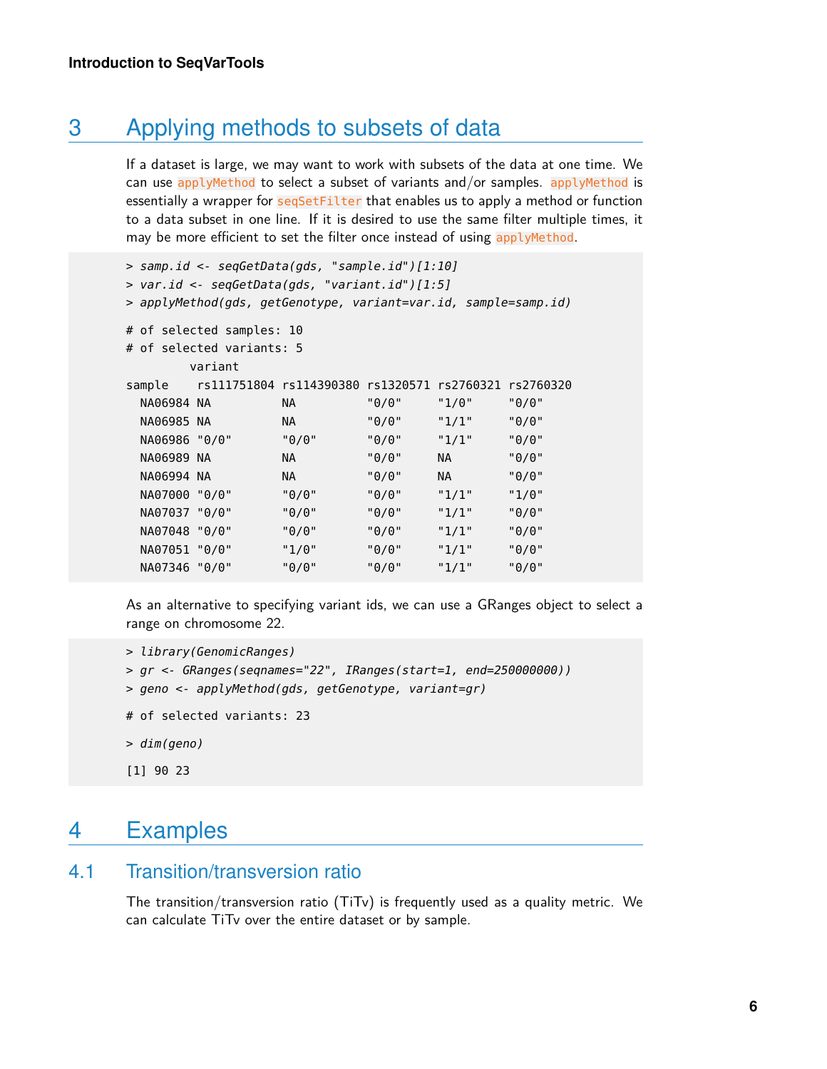# 3 Applying methods to subsets of data

If a dataset is large, we may want to work with subsets of the data at one time. We can use `applyMethod` to select a subset of variants and/or samples. `applyMethod` is essentially a wrapper for `seqSetFilter` that enables us to apply a method or function to a data subset in one line. If it is desired to use the same filter multiple times, it may be more efficient to set the filter once instead of using `applyMethod`.

```
> samp.id <- seqGetData(gds, "sample.id")[1:10]
> var.id <- seqGetData(gds, "variant.id")[1:5]
> applyMethod(gds, getGenotype, variant=var.id, sample=samp.id)

# of selected samples: 10
# of selected variants: 5
         variant
sample    rs111751804 rs114390380 rs1320571 rs2760321 rs2760320
  NA06984 NA          NA          "0/0"     "1/0"     "0/0"
  NA06985 NA          NA          "0/0"     "1/1"     "0/0"
  NA06986 "0/0"       "0/0"       "0/0"     "1/1"     "0/0"
  NA06989 NA          NA          "0/0"     NA        "0/0"
  NA06994 NA          NA          "0/0"     NA        "0/0"
  NA07000 "0/0"       "0/0"       "0/0"     "1/1"     "1/0"
  NA07037 "0/0"       "0/0"       "0/0"     "1/1"     "0/0"
  NA07048 "0/0"       "0/0"       "0/0"     "1/1"     "0/0"
  NA07051 "0/0"       "1/0"       "0/0"     "1/1"     "0/0"
  NA07346 "0/0"       "0/0"       "0/0"     "1/1"     "0/0"
```

As an alternative to specifying variant ids, we can use a GRanges object to select a range on chromosome 22.

```
> library(GenomicRanges)
> gr <- GRanges(seqnames="22", IRanges(start=1, end=250000000))
> geno <- applyMethod(gds, getGenotype, variant=gr)

# of selected variants: 23

> dim(geno)

[1] 90 23
```

# 4 Examples

## 4.1 Transition/transversion ratio

The transition/transversion ratio (TiTv) is frequently used as a quality metric. We can calculate TiTv over the entire dataset or by sample.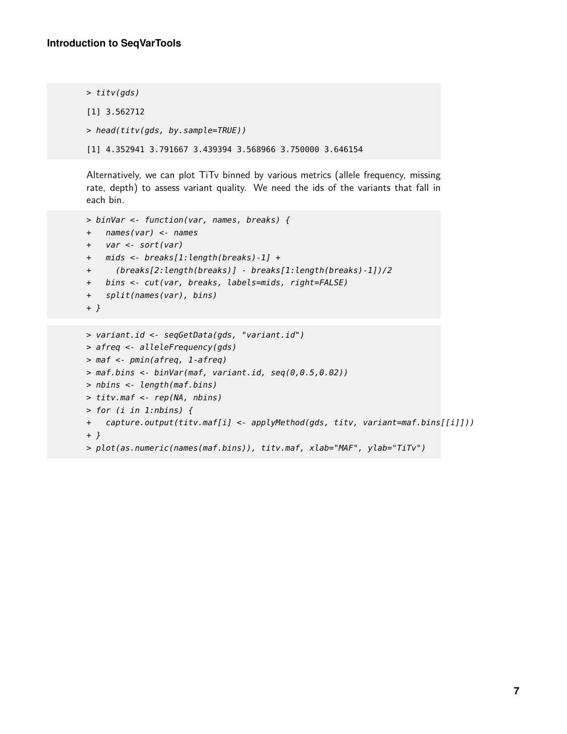```
> titv(gds)
[1] 3.562712
> head(titv(gds, by.sample=TRUE))
[1] 4.352941 3.791667 3.439394 3.568966 3.750000 3.646154
```

Alternatively, we can plot TiTv binned by various metrics (allele frequency, missing rate, depth) to assess variant quality. We need the ids of the variants that fall in each bin.

```
> binVar <- function(var, names, breaks) {
+   names(var) <- names
+   var <- sort(var)
+   mids <- breaks[1:length(breaks)-1] +
+     (breaks[2:length(breaks)] - breaks[1:length(breaks)-1])/2
+   bins <- cut(var, breaks, labels=mids, right=FALSE)
+   split(names(var), bins)
+ }
```

```
> variant.id <- seqGetData(gds, "variant.id")
> afreq <- alleleFrequency(gds)
> maf <- pmin(afreq, 1-afreq)
> maf.bins <- binVar(maf, variant.id, seq(0,0.5,0.02))
> nbins <- length(maf.bins)
> titv.maf <- rep(NA, nbins)
> for (i in 1:nbins) {
+   capture.output(titv.maf[i] <- applyMethod(gds, titv, variant=maf.bins[[i]]))
+ }
> plot(as.numeric(names(maf.bins)), titv.maf, xlab="MAF", ylab="TiTv")
```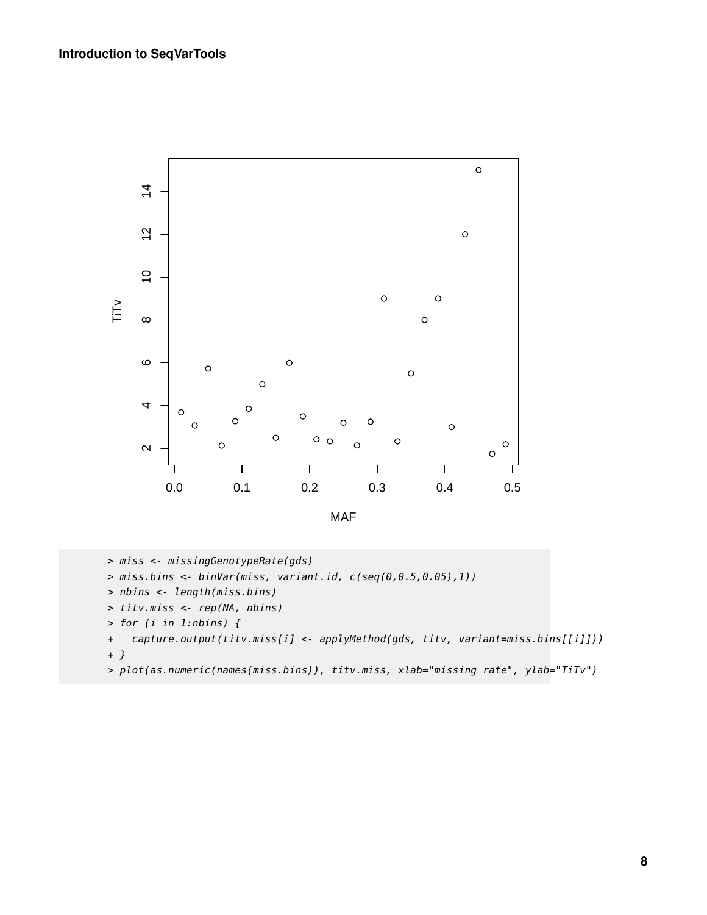```
> miss <- missingGenotypeRate(gds)
> miss.bins <- binVar(miss, variant.id, c(seq(0,0.5,0.05),1))
> nbins <- length(miss.bins)
> titv.miss <- rep(NA, nbins)
> for (i in 1:nbins) {
+   capture.output(titv.miss[i] <- applyMethod(gds, titv, variant=miss.bins[[i]]))
+ }
> plot(as.numeric(names(miss.bins)), titv.miss, xlab="missing rate", ylab="TiTv")
```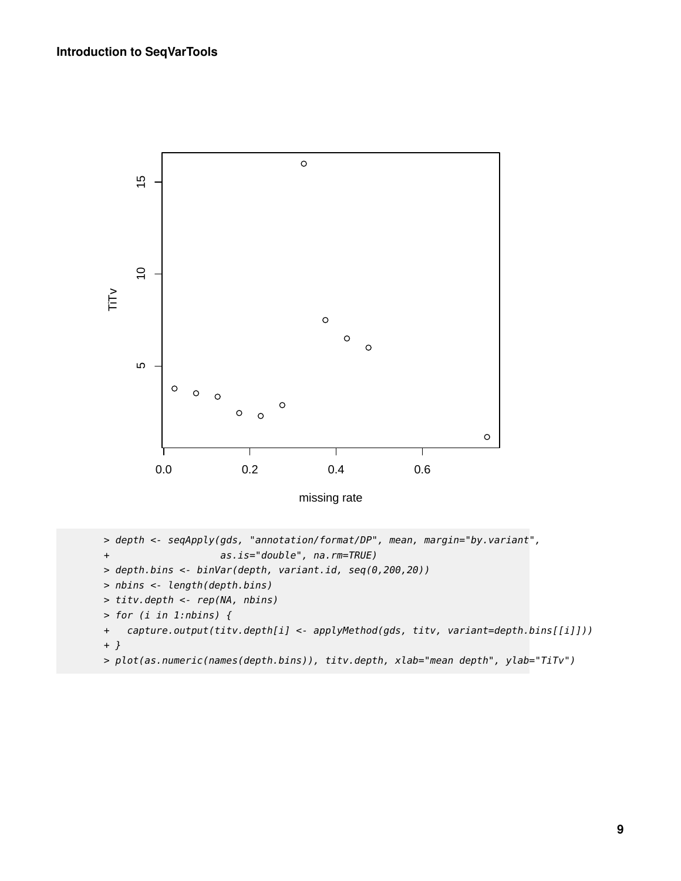```
> depth <- seqApply(gds, "annotation/format/DP", mean, margin="by.variant",
+                   as.is="double", na.rm=TRUE)
> depth.bins <- binVar(depth, variant.id, seq(0,200,20))
> nbins <- length(depth.bins)
> titv.depth <- rep(NA, nbins)
> for (i in 1:nbins) {
+   capture.output(titv.depth[i] <- applyMethod(gds, titv, variant=depth.bins[[i]]))
+ }
> plot(as.numeric(names(depth.bins)), titv.depth, xlab="mean depth", ylab="TiTv")
```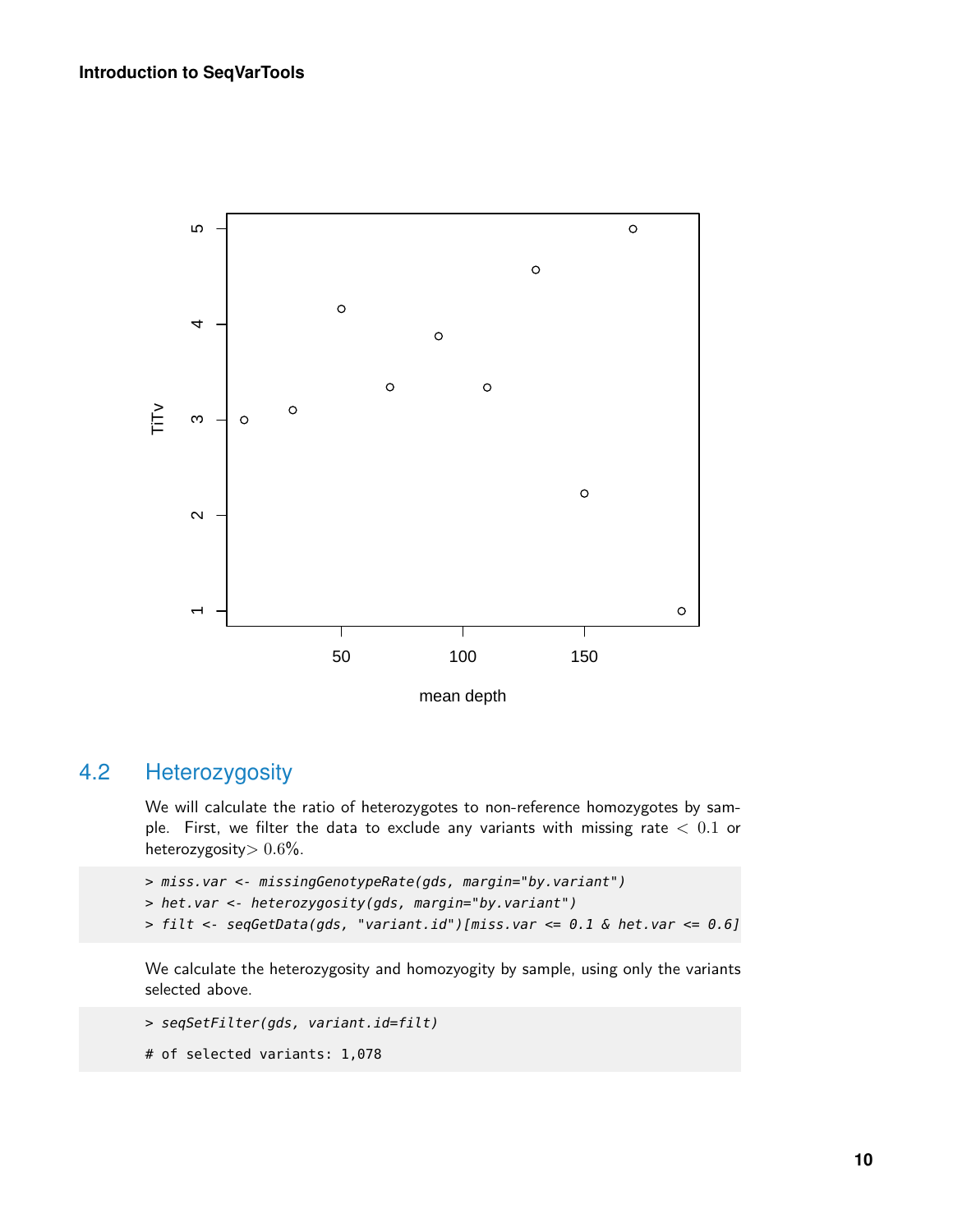## 4.2 Heterozygosity

We will calculate the ratio of heterozygotes to non-reference homozygotes by sample. First, we filter the data to exclude any variants with missing rate $< 0.1$ or heterozygosity$> 0.6\%$.

```
> miss.var <- missingGenotypeRate(gds, margin="by.variant")
> het.var <- heterozygosity(gds, margin="by.variant")
> filt <- seqGetData(gds, "variant.id")[miss.var <= 0.1 & het.var <= 0.6]
```

We calculate the heterozygosity and homozyogity by sample, using only the variants selected above.

```
> seqSetFilter(gds, variant.id=filt)

# of selected variants: 1,078
```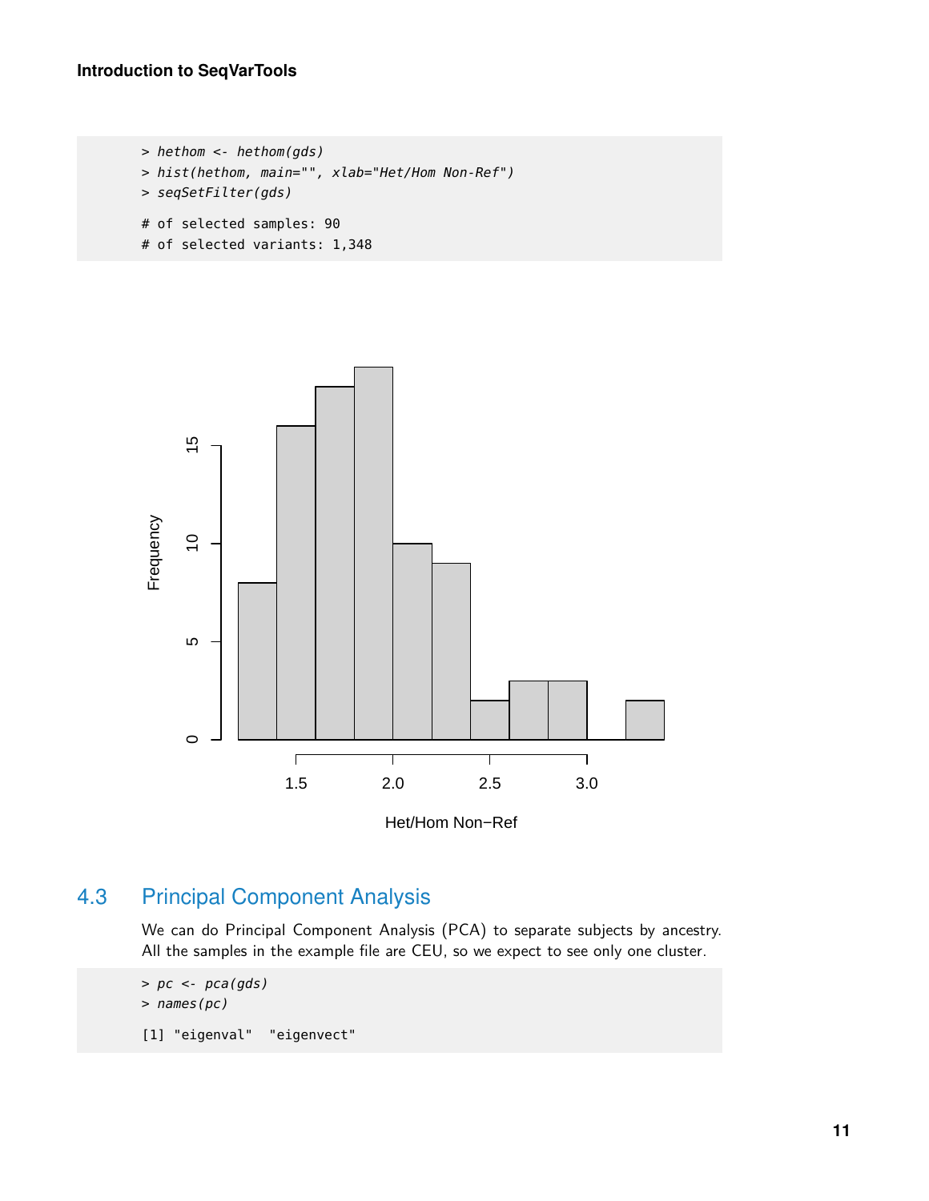```
> hethom <- hethom(gds)
> hist(hethom, main="", xlab="Het/Hom Non-Ref")
> seqSetFilter(gds)

# of selected samples: 90
# of selected variants: 1,348
```

## 4.3 Principal Component Analysis

We can do Principal Component Analysis (PCA) to separate subjects by ancestry. All the samples in the example file are CEU, so we expect to see only one cluster.

```
> pc <- pca(gds)
> names(pc)

[1] "eigenval"  "eigenvect"
```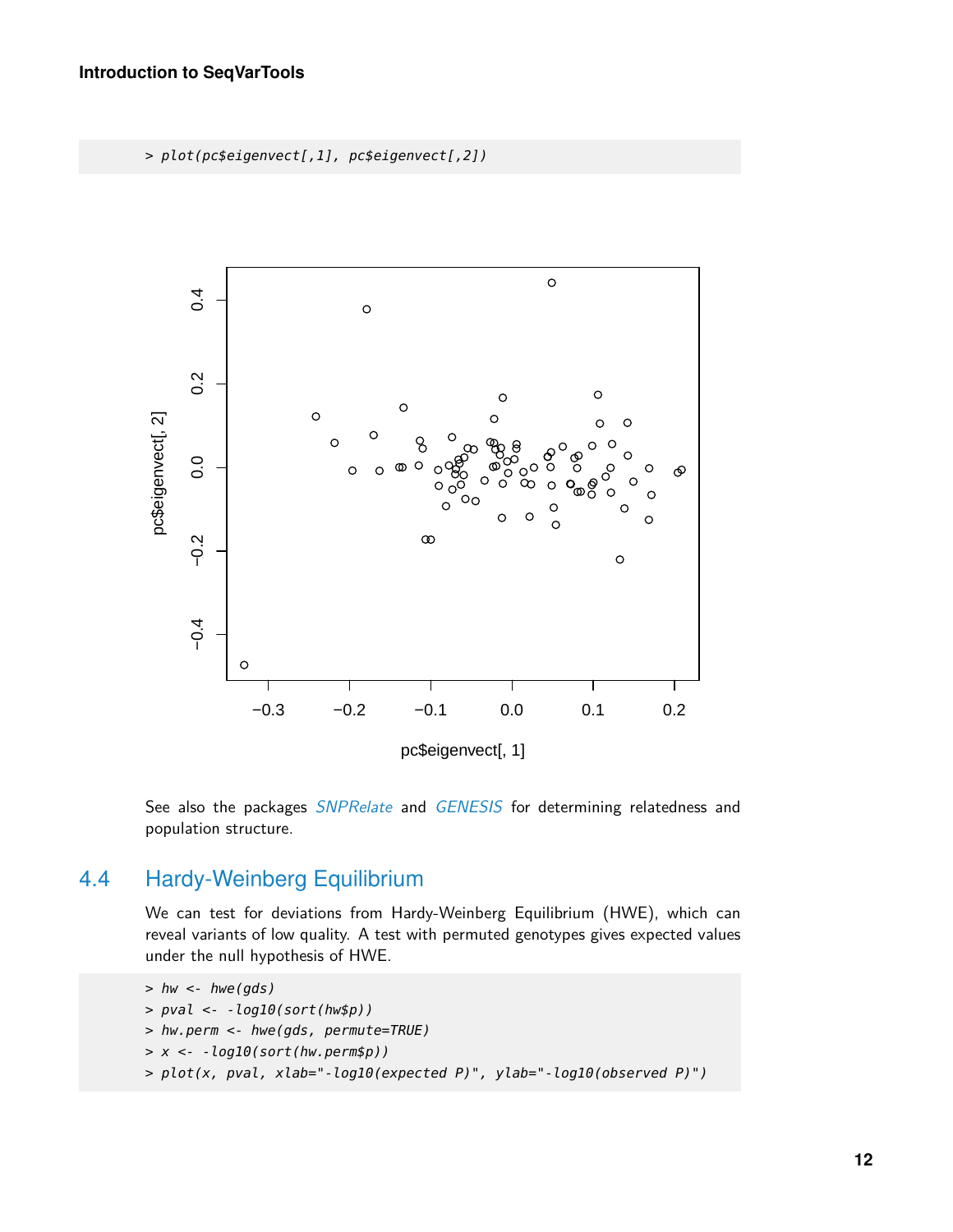```
> plot(pc$eigenvect[,1], pc$eigenvect[,2])
```

See also the packages *SNPRelate* and *GENESIS* for determining relatedness and population structure.

## 4.4 Hardy-Weinberg Equilibrium

We can test for deviations from Hardy-Weinberg Equilibrium (HWE), which can reveal variants of low quality. A test with permuted genotypes gives expected values under the null hypothesis of HWE.

```
> hw <- hwe(gds)
> pval <- -log10(sort(hw$p))
> hw.perm <- hwe(gds, permute=TRUE)
> x <- -log10(sort(hw.perm$p))
> plot(x, pval, xlab="-log10(expected P)", ylab="-log10(observed P)")
```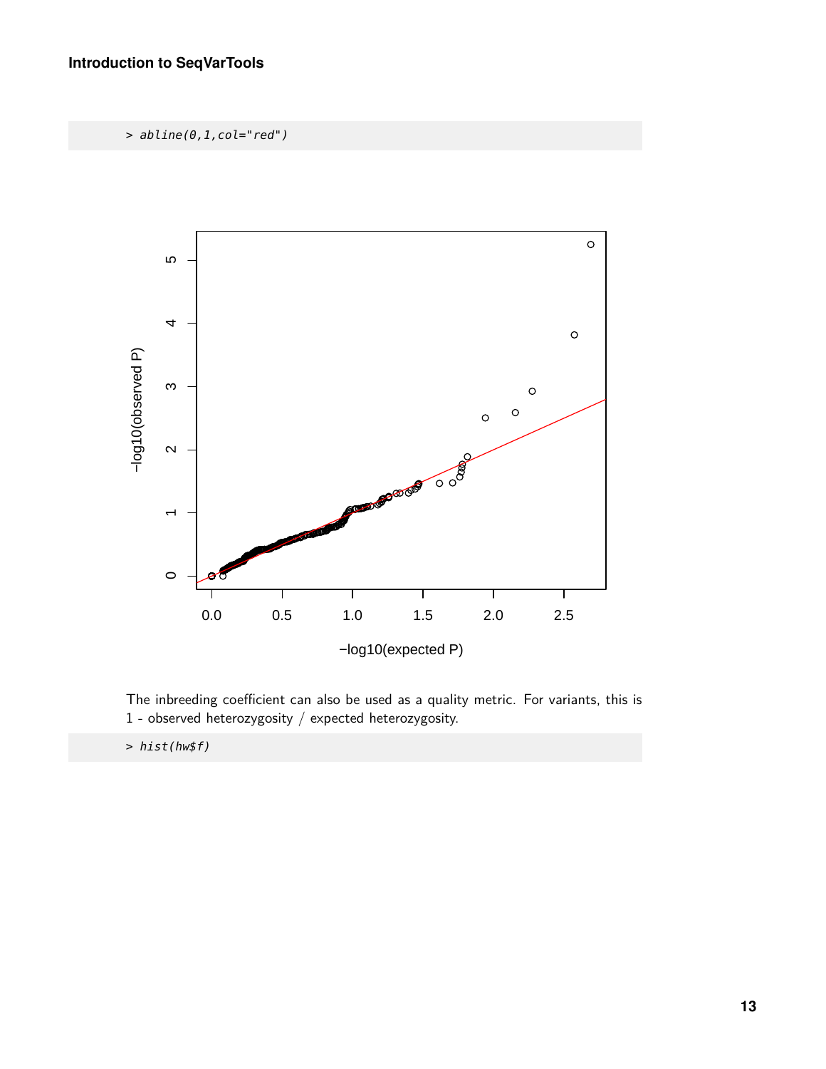```
> abline(0,1,col="red")
```

The inbreeding coefficient can also be used as a quality metric. For variants, this is 1 - observed heterozygosity / expected heterozygosity.

```
> hist(hw$f)
```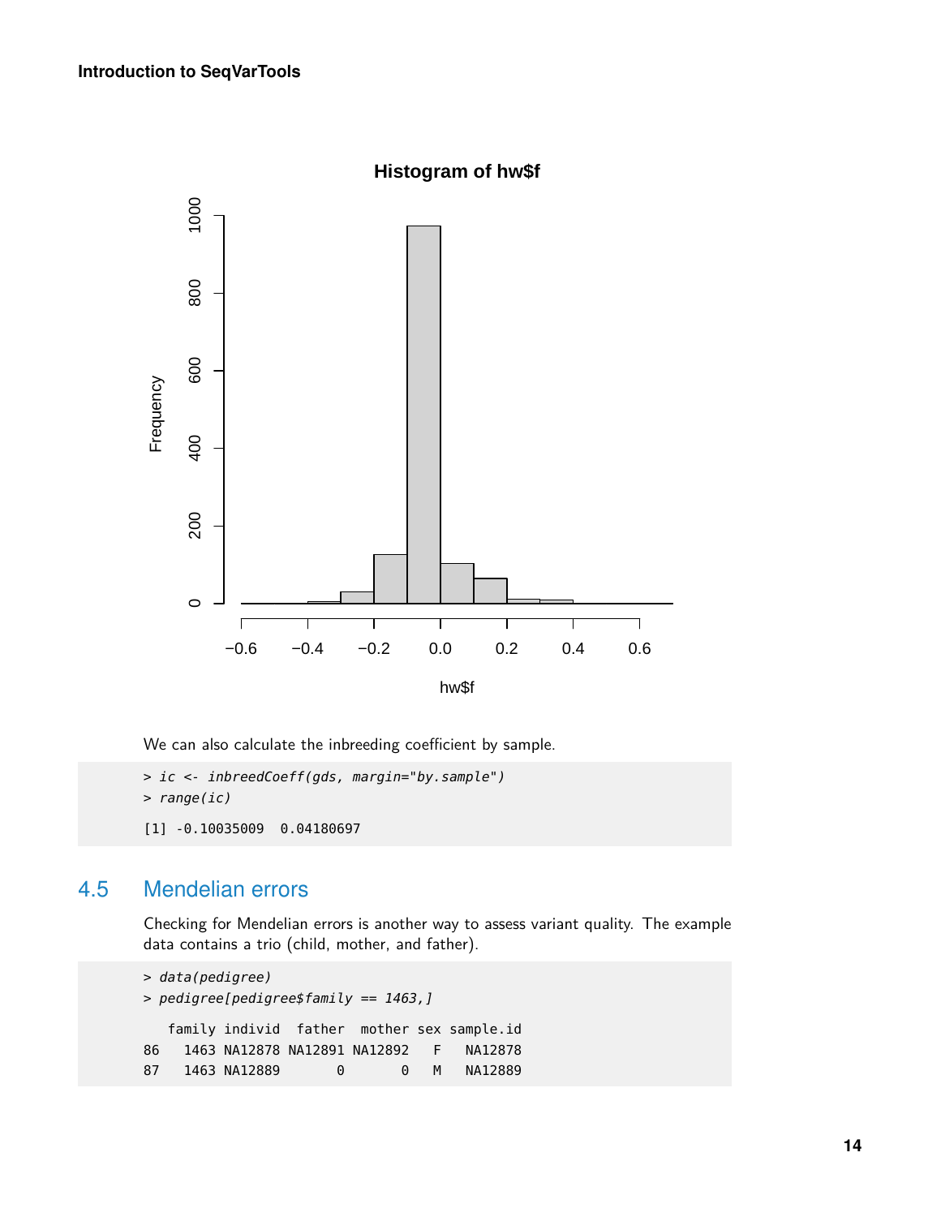We can also calculate the inbreeding coefficient by sample.

```
> ic <- inbreedCoeff(gds, margin="by.sample")
> range(ic)

[1] -0.10035009  0.04180697
```

## 4.5 Mendelian errors

Checking for Mendelian errors is another way to assess variant quality. The example data contains a trio (child, mother, and father).

```
> data(pedigree)
> pedigree[pedigree$family == 1463,]

   family individ  father  mother sex sample.id
86   1463 NA12878 NA12891 NA12892   F   NA12878
87   1463 NA12889       0       0   M   NA12889
```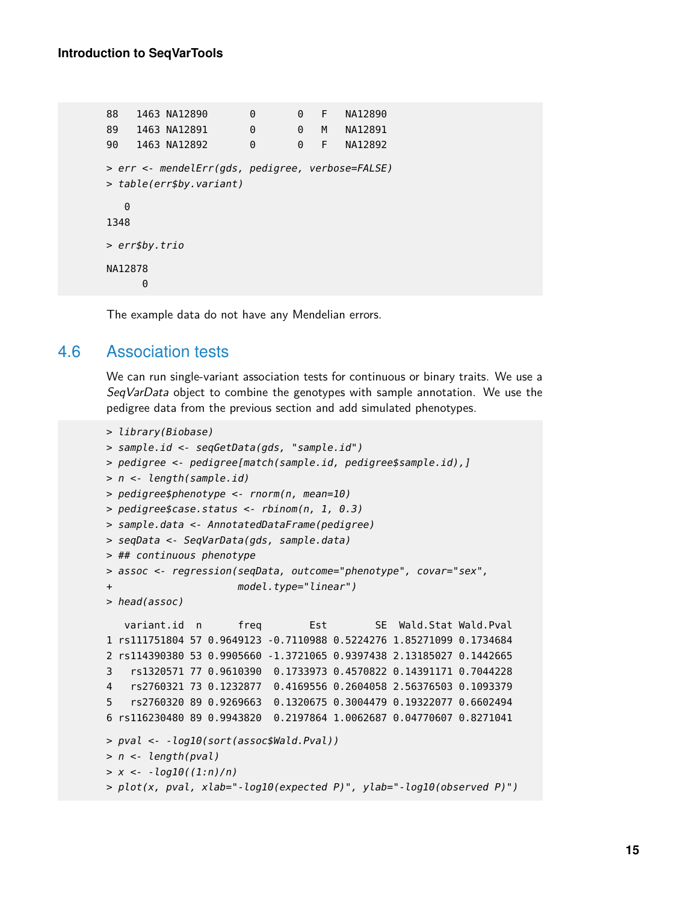```
88   1463 NA12890       0       0   F   NA12890
89   1463 NA12891       0       0   M   NA12891
90   1463 NA12892       0       0   F   NA12892

> err <- mendelErr(gds, pedigree, verbose=FALSE)
> table(err$by.variant)

   0 
1348 

> err$by.trio

NA12878 
      0 
```

The example data do not have any Mendelian errors.

## 4.6 Association tests

We can run single-variant association tests for continuous or binary traits. We use a *SeqVarData* object to combine the genotypes with sample annotation. We use the pedigree data from the previous section and add simulated phenotypes.

```
> library(Biobase)
> sample.id <- seqGetData(gds, "sample.id")
> pedigree <- pedigree[match(sample.id, pedigree$sample.id),]
> n <- length(sample.id)
> pedigree$phenotype <- rnorm(n, mean=10)
> pedigree$case.status <- rbinom(n, 1, 0.3)
> sample.data <- AnnotatedDataFrame(pedigree)
> seqData <- SeqVarData(gds, sample.data)
> ## continuous phenotype
> assoc <- regression(seqData, outcome="phenotype", covar="sex",
+                     model.type="linear")
> head(assoc)

   variant.id  n      freq        Est        SE  Wald.Stat Wald.Pval
1 rs111751804 57 0.9649123 -0.7110988 0.5224276 1.85271099 0.1734684
2 rs114390380 53 0.9905660 -1.3721065 0.9397438 2.13185027 0.1442665
3   rs1320571 77 0.9610390  0.1733973 0.4570822 0.14391171 0.7044228
4   rs2760321 73 0.1232877  0.4169556 0.2604058 2.56376503 0.1093379
5   rs2760320 89 0.9269663  0.1320675 0.3004479 0.19322077 0.6602494
6 rs116230480 89 0.9943820  0.2197864 1.0062687 0.04770607 0.8271041

> pval <- -log10(sort(assoc$Wald.Pval))
> n <- length(pval)
> x <- -log10((1:n)/n)
> plot(x, pval, xlab="-log10(expected P)", ylab="-log10(observed P)")
```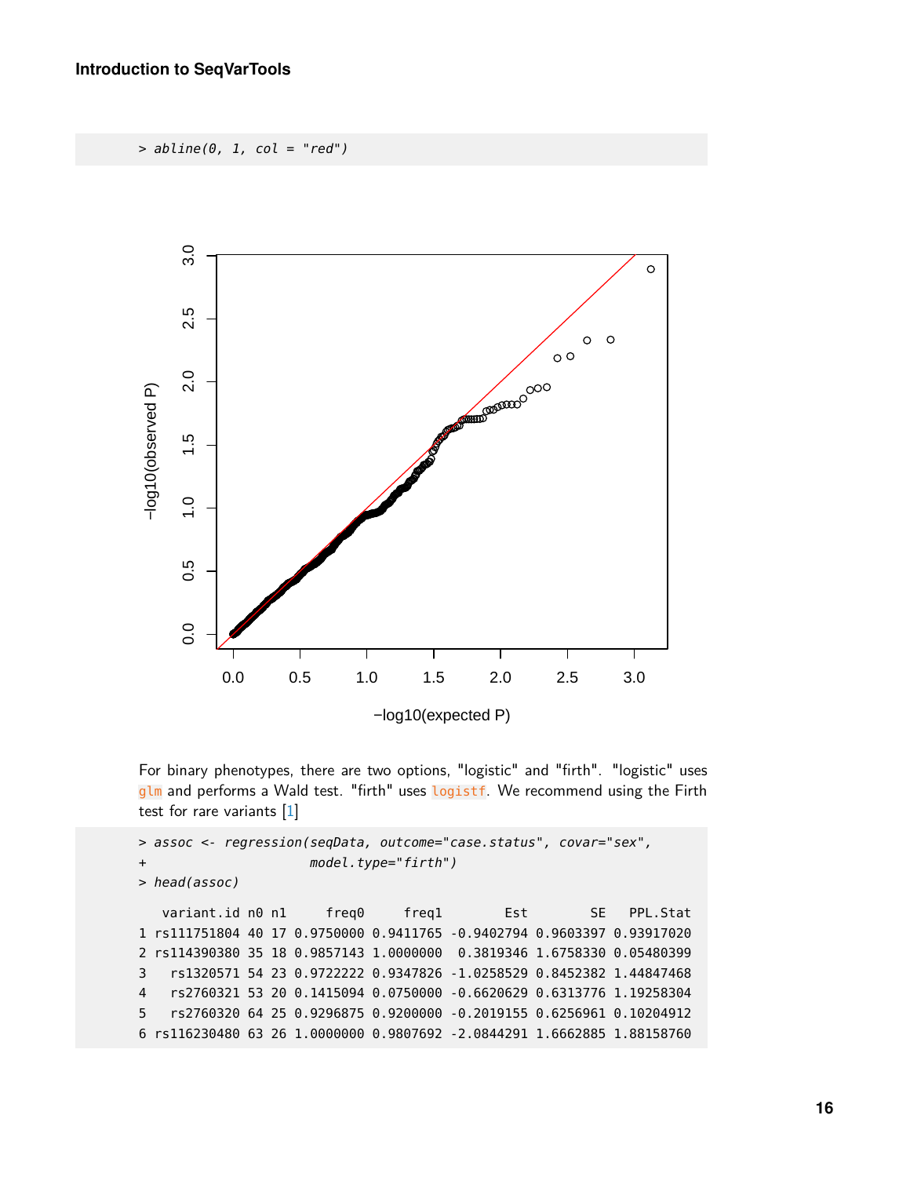```
> abline(0, 1, col = "red")
```

For binary phenotypes, there are two options, "logistic" and "firth". "logistic" uses `glm` and performs a Wald test. "firth" uses `logistf`. We recommend using the Firth test for rare variants [1]

```
> assoc <- regression(seqData, outcome="case.status", covar="sex",
+                     model.type="firth")
> head(assoc)

   variant.id n0 n1     freq0     freq1        Est        SE   PPL.Stat
1 rs111751804 40 17 0.9750000 0.9411765 -0.9402794 0.9603397 0.93917020
2 rs114390380 35 18 0.9857143 1.0000000  0.3819346 1.6758330 0.05480399
3   rs1320571 54 23 0.9722222 0.9347826 -1.0258529 0.8452382 1.44847468
4   rs2760321 53 20 0.1415094 0.0750000 -0.6620629 0.6313776 1.19258304
5   rs2760320 64 25 0.9296875 0.9200000 -0.2019155 0.6256961 0.10204912
6 rs116230480 63 26 1.0000000 0.9807692 -2.0844291 1.6662885 1.88158760
```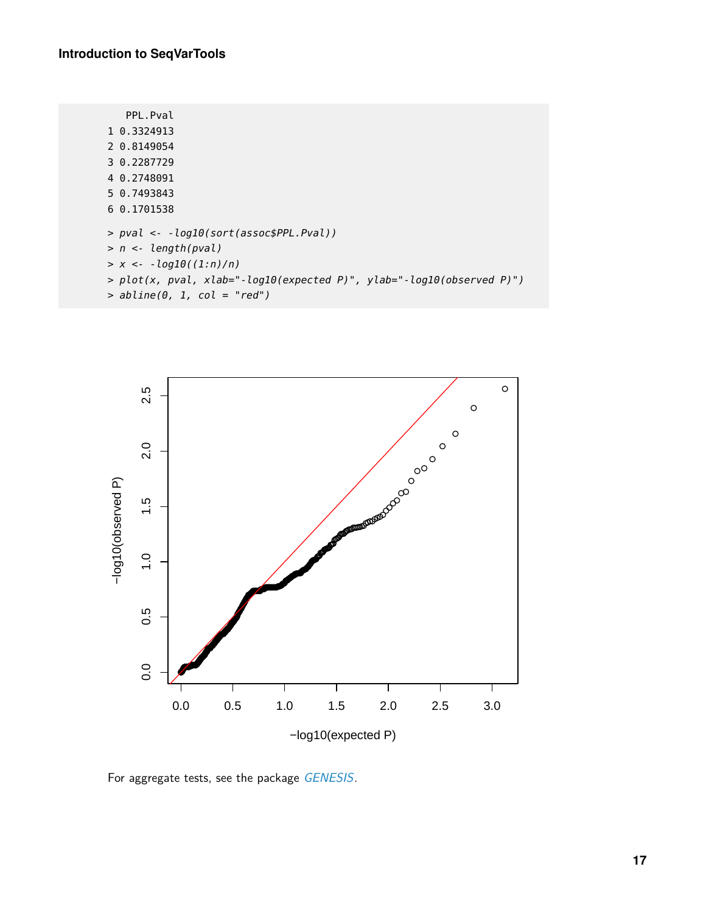```
  PPL.Pval
1 0.3324913
2 0.8149054
3 0.2287729
4 0.2748091
5 0.7493843
6 0.1701538

> pval <- -log10(sort(assoc$PPL.Pval))
> n <- length(pval)
> x <- -log10((1:n)/n)
> plot(x, pval, xlab="-log10(expected P)", ylab="-log10(observed P)")
> abline(0, 1, col = "red")
```

For aggregate tests, see the package *GENESIS*.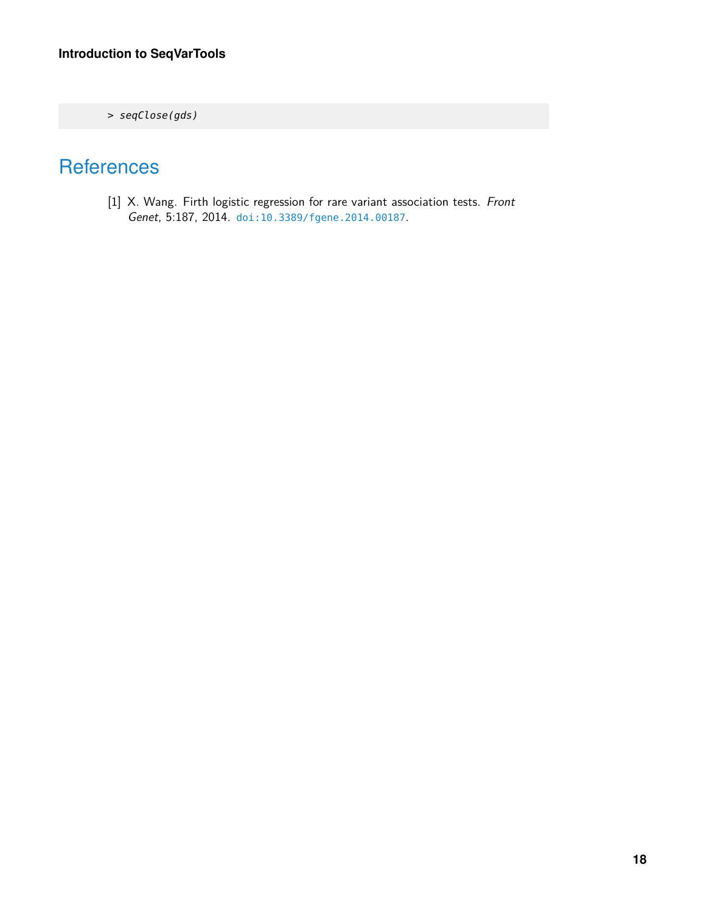```
> seqClose(gds)
```

# References

[1] X. Wang. Firth logistic regression for rare variant association tests. *Front Genet*, 5:187, 2014. doi:10.3389/fgene.2014.00187.